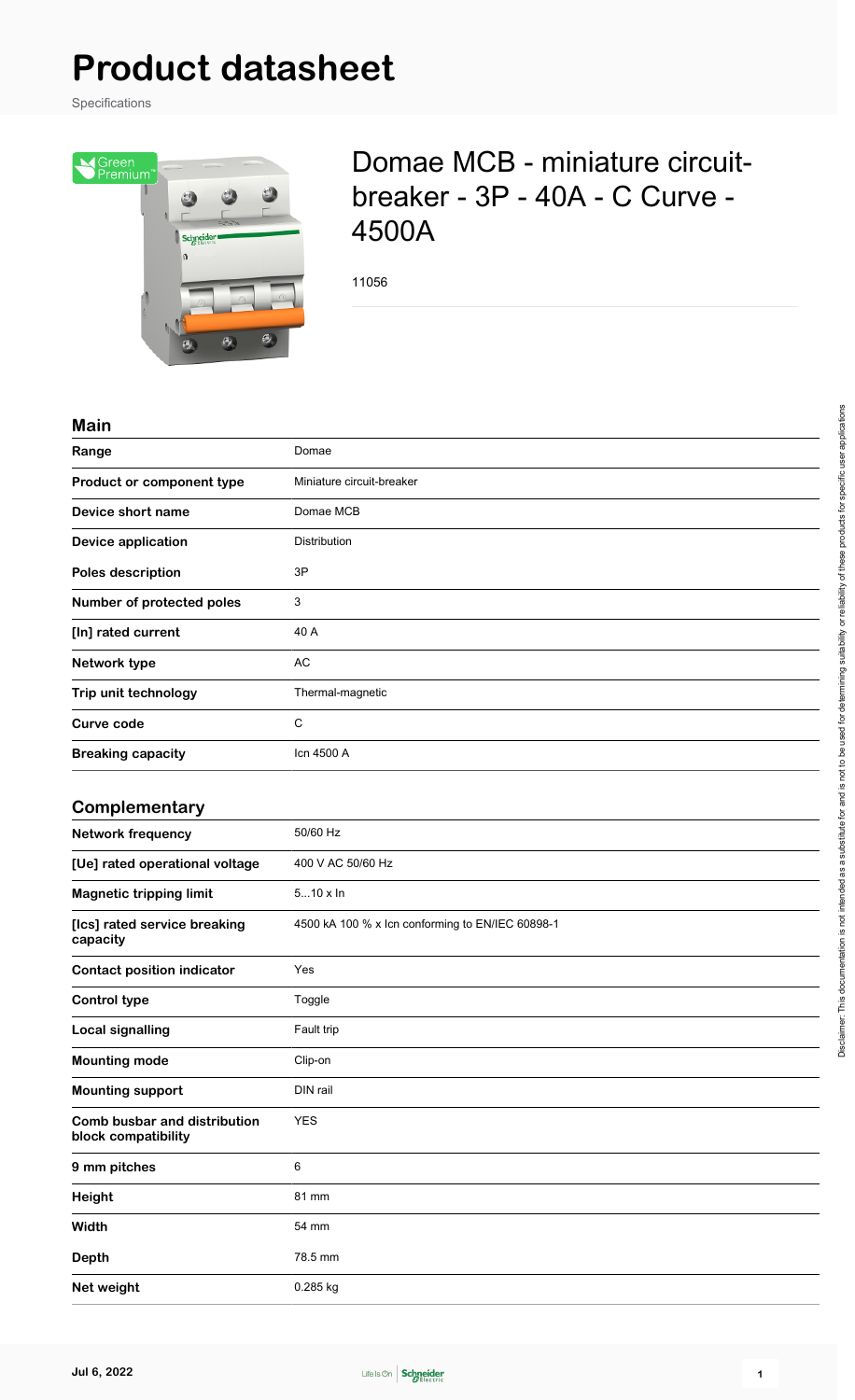# Product datasheet

Specifications

## Domae MCB - miniature circuit-breaker - 3P - 40A - C Curve - 4500A

11056

### Main

| | |
|---|---|
| **Range** | Domae |
| **Product or component type** | Miniature circuit-breaker |
| **Device short name** | Domae MCB |
| **Device application** | Distribution |
| **Poles description** | 3P |
| **Number of protected poles** | 3 |
| **[In] rated current** | 40 A |
| **Network type** | AC |
| **Trip unit technology** | Thermal-magnetic |
| **Curve code** | C |
| **Breaking capacity** | Icn 4500 A |

### Complementary

| | |
|---|---|
| **Network frequency** | 50/60 Hz |
| **[Ue] rated operational voltage** | 400 V AC 50/60 Hz |
| **Magnetic tripping limit** | 5...10 x In |
| **[Ics] rated service breaking capacity** | 4500 kA 100 % x Icn conforming to EN/IEC 60898-1 |
| **Contact position indicator** | Yes |
| **Control type** | Toggle |
| **Local signalling** | Fault trip |
| **Mounting mode** | Clip-on |
| **Mounting support** | DIN rail |
| **Comb busbar and distribution block compatibility** | YES |
| **9 mm pitches** | 6 |
| **Height** | 81 mm |
| **Width** | 54 mm |
| **Depth** | 78.5 mm |
| **Net weight** | 0.285 kg |

Disclaimer: This documentation is not intended as a substitute for and is not to be used for determining suitability or reliability of these products for specific user applications

Jul 6, 2022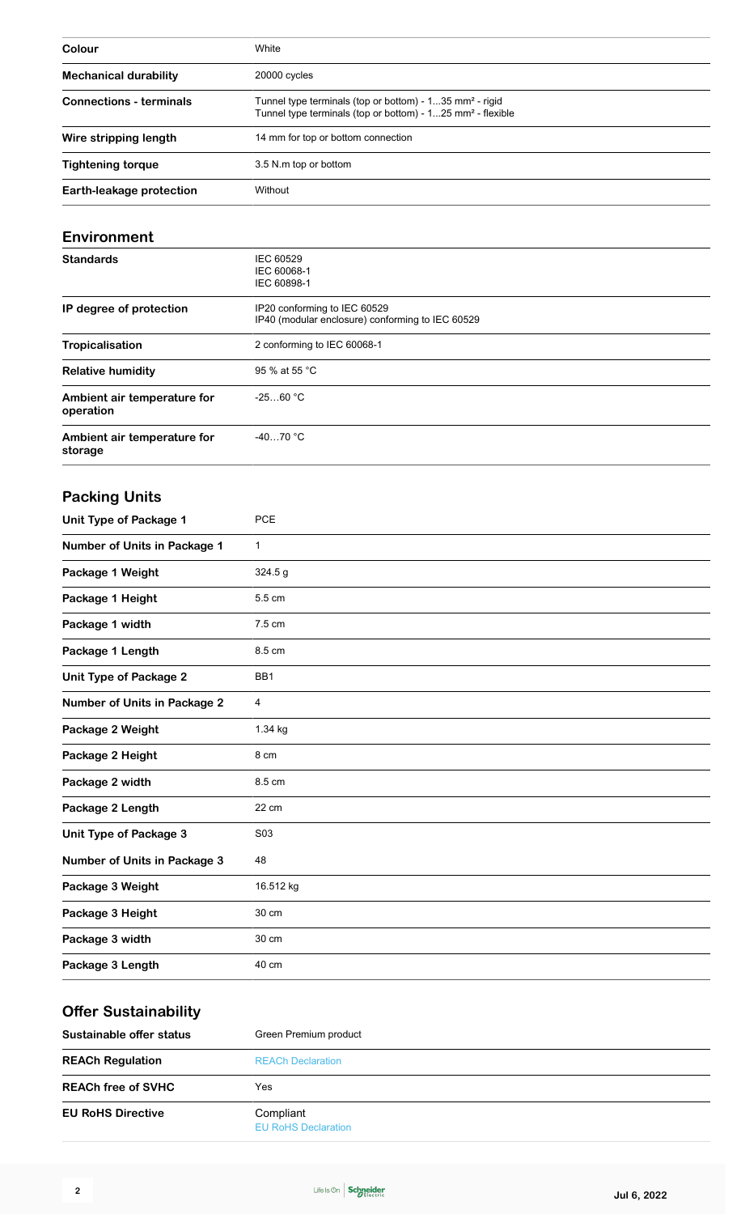| | |
|---|---|
| **Colour** | White |
| **Mechanical durability** | 20000 cycles |
| **Connections - terminals** | Tunnel type terminals (top or bottom) - 1…35 mm² - rigid<br>Tunnel type terminals (top or bottom) - 1…25 mm² - flexible |
| **Wire stripping length** | 14 mm for top or bottom connection |
| **Tightening torque** | 3.5 N.m top or bottom |
| **Earth-leakage protection** | Without |

## Environment

| | |
|---|---|
| **Standards** | IEC 60529<br>IEC 60068-1<br>IEC 60898-1 |
| **IP degree of protection** | IP20 conforming to IEC 60529<br>IP40 (modular enclosure) conforming to IEC 60529 |
| **Tropicalisation** | 2 conforming to IEC 60068-1 |
| **Relative humidity** | 95 % at 55 °C |
| **Ambient air temperature for operation** | -25…60 °C |
| **Ambient air temperature for storage** | -40…70 °C |

## Packing Units

| | |
|---|---|
| **Unit Type of Package 1** | PCE |
| **Number of Units in Package 1** | 1 |
| **Package 1 Weight** | 324.5 g |
| **Package 1 Height** | 5.5 cm |
| **Package 1 width** | 7.5 cm |
| **Package 1 Length** | 8.5 cm |
| **Unit Type of Package 2** | BB1 |
| **Number of Units in Package 2** | 4 |
| **Package 2 Weight** | 1.34 kg |
| **Package 2 Height** | 8 cm |
| **Package 2 width** | 8.5 cm |
| **Package 2 Length** | 22 cm |
| **Unit Type of Package 3** | S03 |
| **Number of Units in Package 3** | 48 |
| **Package 3 Weight** | 16.512 kg |
| **Package 3 Height** | 30 cm |
| **Package 3 width** | 30 cm |
| **Package 3 Length** | 40 cm |

## Offer Sustainability

| | |
|---|---|
| **Sustainable offer status** | Green Premium product |
| **REACh Regulation** | REACh Declaration |
| **REACh free of SVHC** | Yes |
| **EU RoHS Directive** | Compliant<br>EU RoHS Declaration |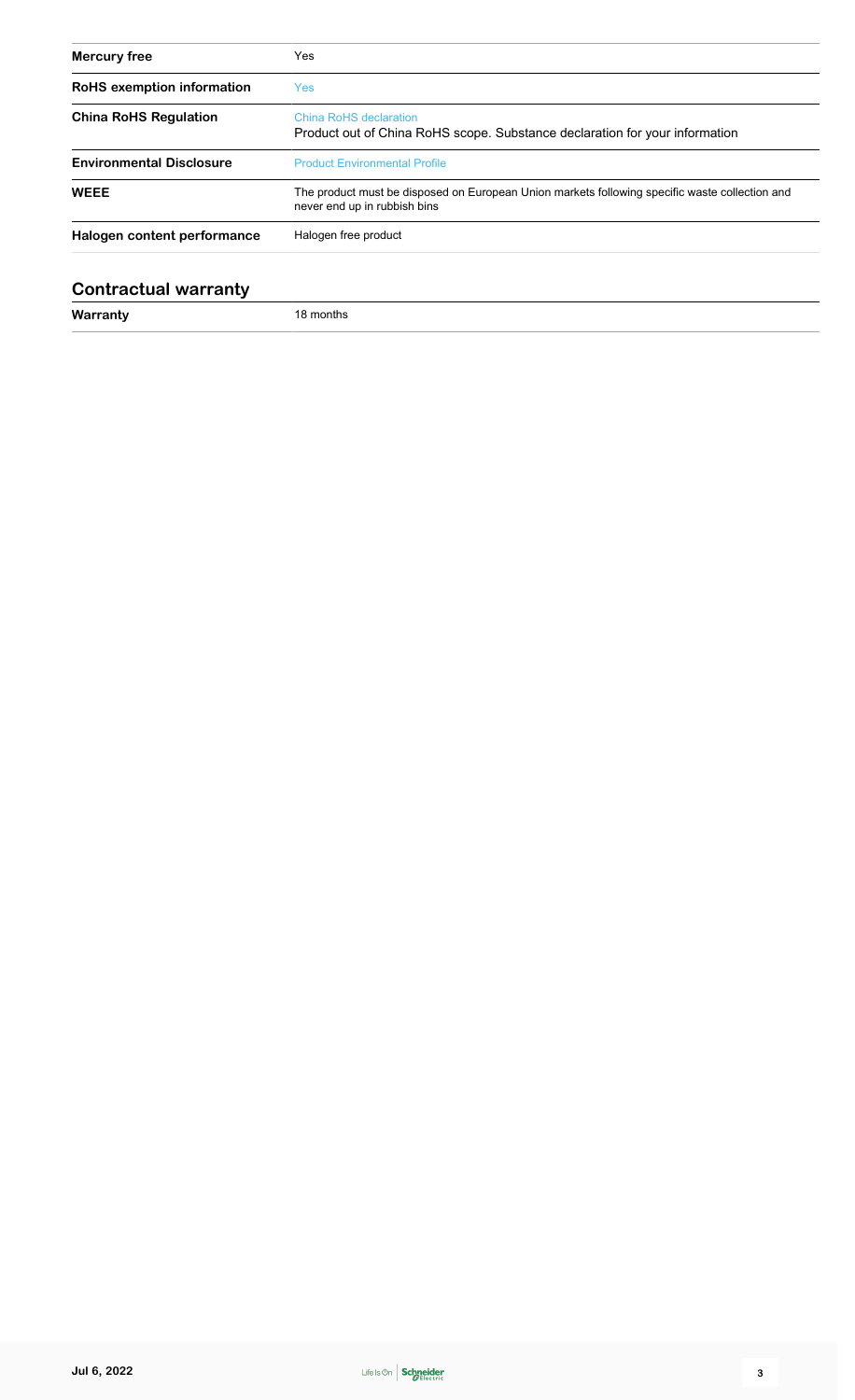| | |
|---|---|
| **Mercury free** | Yes |
| **RoHS exemption information** | Yes |
| **China RoHS Regulation** | China RoHS declaration<br>Product out of China RoHS scope. Substance declaration for your information |
| **Environmental Disclosure** | Product Environmental Profile |
| **WEEE** | The product must be disposed on European Union markets following specific waste collection and never end up in rubbish bins |
| **Halogen content performance** | Halogen free product |

## Contractual warranty

| | |
|---|---|
| **Warranty** | 18 months |